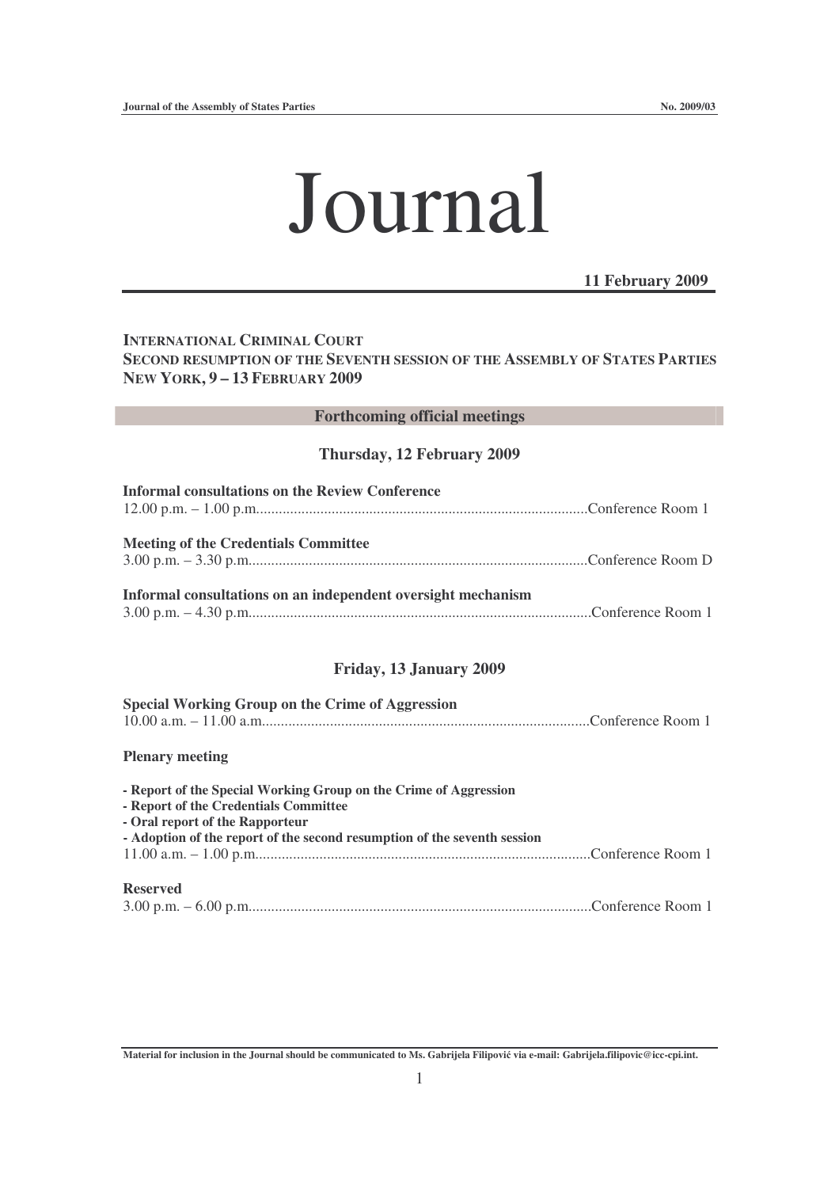# Journal

**11 February 2009**

**INTERNATIONAL CRIMINAL COURT**
**SECOND RESUMPTION OF THE SEVENTH SESSION OF THE ASSEMBLY OF STATES PARTIES**
**NEW YORK, 9 – 13 FEBRUARY 2009**

## Forthcoming official meetings

### Thursday, 12 February 2009

**Informal consultations on the Review Conference**
12.00 p.m. – 1.00 p.m. .......................................................................................Conference Room 1

**Meeting of the Credentials Committee**
3.00 p.m. – 3.30 p.m. .......................................................................................Conference Room D

**Informal consultations on an independent oversight mechanism**
3.00 p.m. – 4.30 p.m. .......................................................................................Conference Room 1

### Friday, 13 January 2009

**Special Working Group on the Crime of Aggression**
10.00 a.m. – 11.00 a.m. .......................................................................................Conference Room 1

**Plenary meeting**

- **Report of the Special Working Group on the Crime of Aggression**
- **Report of the Credentials Committee**
- **Oral report of the Rapporteur**
- **Adoption of the report of the second resumption of the seventh session**

11.00 a.m. – 1.00 p.m. .......................................................................................Conference Room 1

**Reserved**
3.00 p.m. – 6.00 p.m. .......................................................................................Conference Room 1

**Material for inclusion in the Journal should be communicated to Ms. Gabrijela Filipović via e-mail: Gabrijela.filipovic@icc-cpi.int.**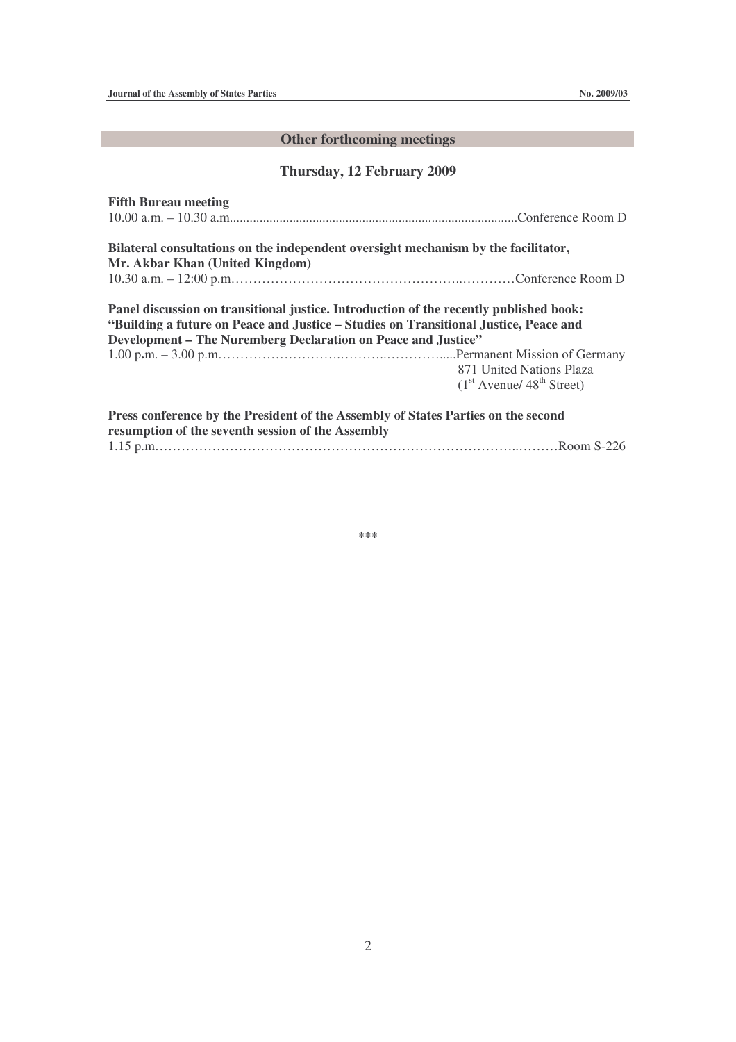## Other forthcoming meetings

### Thursday, 12 February 2009

**Fifth Bureau meeting**

10.00 a.m. – 10.30 a.m. ........ Conference Room D

**Bilateral consultations on the independent oversight mechanism by the facilitator, Mr. Akbar Khan (United Kingdom)**

10.30 a.m. – 12:00 p.m. ........ Conference Room D

**Panel discussion on transitional justice. Introduction of the recently published book: "Building a future on Peace and Justice – Studies on Transitional Justice, Peace and Development – The Nuremberg Declaration on Peace and Justice"**

1.00 p.m. – 3.00 p.m. ........ Permanent Mission of Germany
871 United Nations Plaza
(1st Avenue/ 48th Street)

**Press conference by the President of the Assembly of States Parties on the second resumption of the seventh session of the Assembly**

1.15 p.m. ........ Room S-226

***